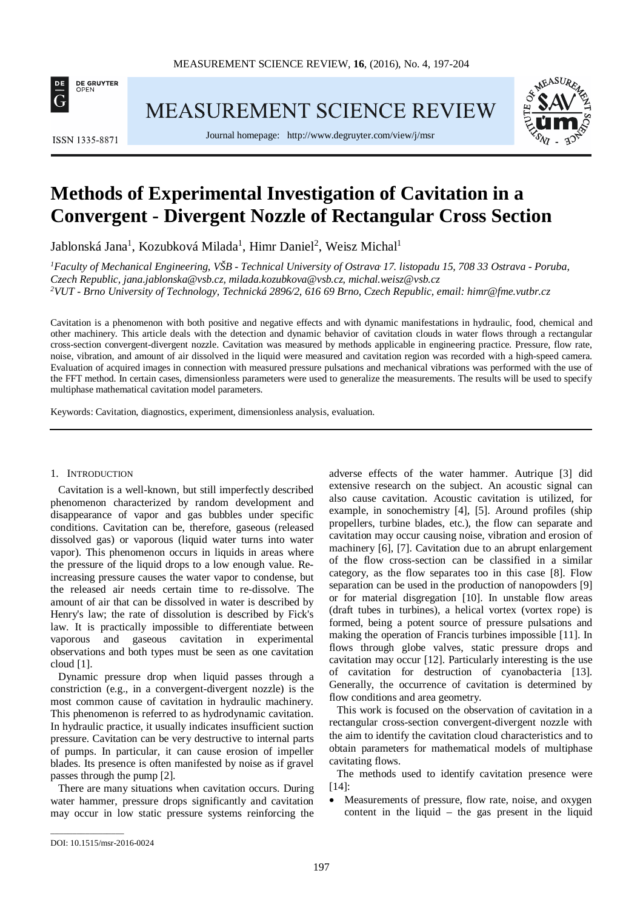# Methods of Experimental Investigation of Cavitation in a Convergent - Divergent Nozzle of Rectangular Cross Section

Jablonská Jana[1], Kozubková Milada[1], Himr Daniel[2], Weisz Michal[1]

[1]*Faculty of Mechanical Engineering, VŠB - Technical University of Ostrava, 17. listopadu 15, 708 33 Ostrava - Poruba, Czech Republic, jana.jablonska@vsb.cz, milada.kozubkova@vsb.cz, michal.weisz@vsb.cz*
[2]*VUT - Brno University of Technology, Technická 2896/2, 616 69 Brno, Czech Republic, email: himr@fme.vutbr.cz*

Cavitation is a phenomenon with both positive and negative effects and with dynamic manifestations in hydraulic, food, chemical and other machinery. This article deals with the detection and dynamic behavior of cavitation clouds in water flows through a rectangular cross-section convergent-divergent nozzle. Cavitation was measured by methods applicable in engineering practice. Pressure, flow rate, noise, vibration, and amount of air dissolved in the liquid were measured and cavitation region was recorded with a high-speed camera. Evaluation of acquired images in connection with measured pressure pulsations and mechanical vibrations was performed with the use of the FFT method. In certain cases, dimensionless parameters were used to generalize the measurements. The results will be used to specify multiphase mathematical cavitation model parameters.

Keywords: Cavitation, diagnostics, experiment, dimensionless analysis, evaluation.

## 1. Introduction

Cavitation is a well-known, but still imperfectly described phenomenon characterized by random development and disappearance of vapor and gas bubbles under specific conditions. Cavitation can be, therefore, gaseous (released dissolved gas) or vaporous (liquid water turns into water vapor). This phenomenon occurs in liquids in areas where the pressure of the liquid drops to a low enough value. Re-increasing pressure causes the water vapor to condense, but the released air needs certain time to re-dissolve. The amount of air that can be dissolved in water is described by Henry's law; the rate of dissolution is described by Fick's law. It is practically impossible to differentiate between vaporous and gaseous cavitation in experimental observations and both types must be seen as one cavitation cloud [1].

Dynamic pressure drop when liquid passes through a constriction (e.g., in a convergent-divergent nozzle) is the most common cause of cavitation in hydraulic machinery. This phenomenon is referred to as hydrodynamic cavitation. In hydraulic practice, it usually indicates insufficient suction pressure. Cavitation can be very destructive to internal parts of pumps. In particular, it can cause erosion of impeller blades. Its presence is often manifested by noise as if gravel passes through the pump [2].

There are many situations when cavitation occurs. During water hammer, pressure drops significantly and cavitation may occur in low static pressure systems reinforcing the adverse effects of the water hammer. Autrique [3] did extensive research on the subject. An acoustic signal can also cause cavitation. Acoustic cavitation is utilized, for example, in sonochemistry [4], [5]. Around profiles (ship propellers, turbine blades, etc.), the flow can separate and cavitation may occur causing noise, vibration and erosion of machinery [6], [7]. Cavitation due to an abrupt enlargement of the flow cross-section can be classified in a similar category, as the flow separates too in this case [8]. Flow separation can be used in the production of nanopowders [9] or for material disgregation [10]. In unstable flow areas (draft tubes in turbines), a helical vortex (vortex rope) is formed, being a potent source of pressure pulsations and making the operation of Francis turbines impossible [11]. In flows through globe valves, static pressure drops and cavitation may occur [12]. Particularly interesting is the use of cavitation for destruction of cyanobacteria [13]. Generally, the occurrence of cavitation is determined by flow conditions and area geometry.

This work is focused on the observation of cavitation in a rectangular cross-section convergent-divergent nozzle with the aim to identify the cavitation cloud characteristics and to obtain parameters for mathematical models of multiphase cavitating flows.

The methods used to identify cavitation presence were [14]:

- Measurements of pressure, flow rate, noise, and oxygen content in the liquid – the gas present in the liquid

DOI: 10.1515/msr-2016-0024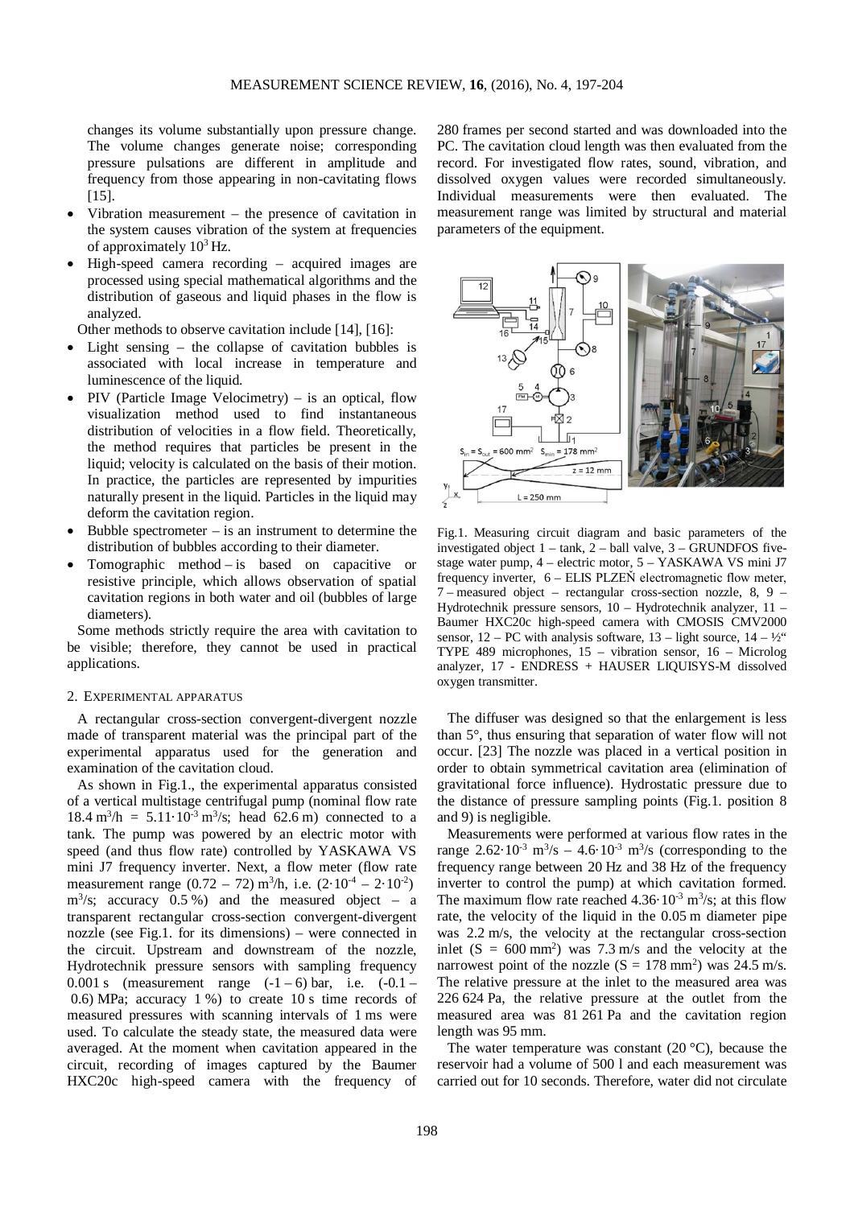changes its volume substantially upon pressure change. The volume changes generate noise; corresponding pressure pulsations are different in amplitude and frequency from those appearing in non-cavitating flows [15].

- Vibration measurement – the presence of cavitation in the system causes vibration of the system at frequencies of approximately $10^3$ Hz.
- High-speed camera recording – acquired images are processed using special mathematical algorithms and the distribution of gaseous and liquid phases in the flow is analyzed.

Other methods to observe cavitation include [14], [16]:

- Light sensing – the collapse of cavitation bubbles is associated with local increase in temperature and luminescence of the liquid.
- PIV (Particle Image Velocimetry) – is an optical, flow visualization method used to find instantaneous distribution of velocities in a flow field. Theoretically, the method requires that particles be present in the liquid; velocity is calculated on the basis of their motion. In practice, the particles are represented by impurities naturally present in the liquid. Particles in the liquid may deform the cavitation region.
- Bubble spectrometer – is an instrument to determine the distribution of bubbles according to their diameter.
- Tomographic method – is based on capacitive or resistive principle, which allows observation of spatial cavitation regions in both water and oil (bubbles of large diameters).

Some methods strictly require the area with cavitation to be visible; therefore, they cannot be used in practical applications.

## 2. EXPERIMENTAL APPARATUS

A rectangular cross-section convergent-divergent nozzle made of transparent material was the principal part of the experimental apparatus used for the generation and examination of the cavitation cloud.

As shown in Fig.1., the experimental apparatus consisted of a vertical multistage centrifugal pump (nominal flow rate $18.4\ \text{m}^3/\text{h} = 5.11\cdot10^{-3}\ \text{m}^3/\text{s}$; head 62.6 m) connected to a tank. The pump was powered by an electric motor with speed (and thus flow rate) controlled by YASKAWA VS mini J7 frequency inverter. Next, a flow meter (flow rate measurement range $(0.72 – 72)\ \text{m}^3/\text{h}$, i.e. $(2\cdot10^{-4} – 2\cdot10^{-2})\ \text{m}^3/\text{s}$; accuracy 0.5 %) and the measured object – a transparent rectangular cross-section convergent-divergent nozzle (see Fig.1. for its dimensions) – were connected in the circuit. Upstream and downstream of the nozzle, Hydrotechnik pressure sensors with sampling frequency 0.001 s (measurement range (-1 – 6) bar, i.e. (-0.1 – 0.6) MPa; accuracy 1 %) to create 10 s time records of measured pressures with scanning intervals of 1 ms were used. To calculate the steady state, the measured data were averaged. At the moment when cavitation appeared in the circuit, recording of images captured by the Baumer HXC20c high-speed camera with the frequency of 280 frames per second started and was downloaded into the PC. The cavitation cloud length was then evaluated from the record. For investigated flow rates, sound, vibration, and dissolved oxygen values were recorded simultaneously. Individual measurements were then evaluated. The measurement range was limited by structural and material parameters of the equipment.

Fig.1. Measuring circuit diagram and basic parameters of the investigated object 1 – tank, 2 – ball valve, 3 – GRUNDFOS five-stage water pump, 4 – electric motor, 5 – YASKAWA VS mini J7 frequency inverter, 6 – ELIS PLZEŇ electromagnetic flow meter, 7 – measured object – rectangular cross-section nozzle, 8, 9 – Hydrotechnik pressure sensors, 10 – Hydrotechnik analyzer, 11 – Baumer HXC20c high-speed camera with CMOSIS CMV2000 sensor, 12 – PC with analysis software, 13 – light source, 14 – ½" TYPE 489 microphones, 15 – vibration sensor, 16 – Microlog analyzer, 17 - ENDRESS + HAUSER LIQUISYS-M dissolved oxygen transmitter.

The diffuser was designed so that the enlargement is less than 5°, thus ensuring that separation of water flow will not occur. [23] The nozzle was placed in a vertical position in order to obtain symmetrical cavitation area (elimination of gravitational force influence). Hydrostatic pressure due to the distance of pressure sampling points (Fig.1. position 8 and 9) is negligible.

Measurements were performed at various flow rates in the range $2.62\cdot10^{-3}\ \text{m}^3/\text{s} – 4.6\cdot10^{-3}\ \text{m}^3/\text{s}$ (corresponding to the frequency range between 20 Hz and 38 Hz of the frequency inverter to control the pump) at which cavitation formed. The maximum flow rate reached $4.36\cdot10^{-3}\ \text{m}^3/\text{s}$; at this flow rate, the velocity of the liquid in the 0.05 m diameter pipe was 2.2 m/s, the velocity at the rectangular cross-section inlet ($S = 600\ \text{mm}^2$) was 7.3 m/s and the velocity at the narrowest point of the nozzle ($S = 178\ \text{mm}^2$) was 24.5 m/s. The relative pressure at the inlet to the measured area was 226 624 Pa, the relative pressure at the outlet from the measured area was 81 261 Pa and the cavitation region length was 95 mm.

The water temperature was constant (20 °C), because the reservoir had a volume of 500 l and each measurement was carried out for 10 seconds. Therefore, water did not circulate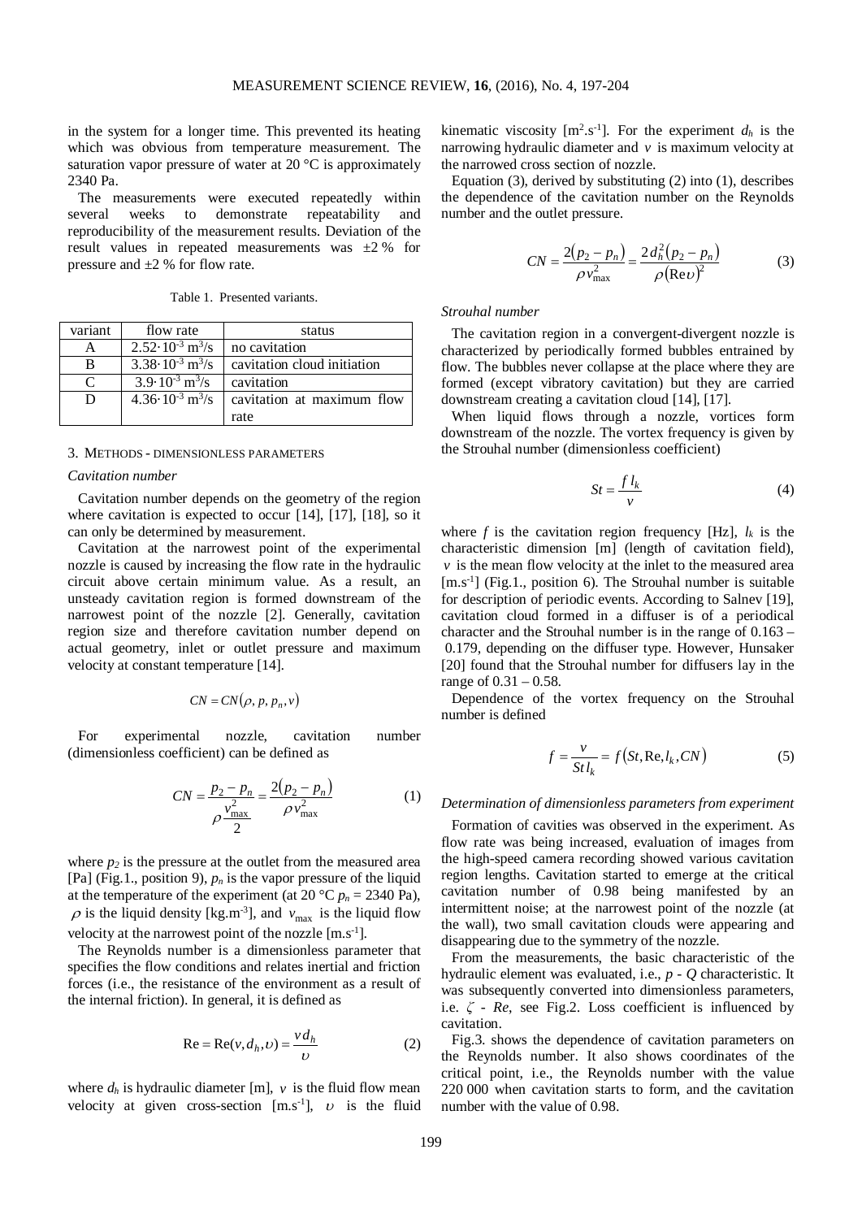in the system for a longer time. This prevented its heating which was obvious from temperature measurement. The saturation vapor pressure of water at 20 °C is approximately 2340 Pa.

The measurements were executed repeatedly within several weeks to demonstrate repeatability and reproducibility of the measurement results. Deviation of the result values in repeated measurements was ±2 % for pressure and ±2 % for flow rate.

Table 1. Presented variants.

| variant | flow rate | status |
|---|---|---|
| A | $2.52\cdot10^{-3}$ m$^3$/s | no cavitation |
| B | $3.38\cdot10^{-3}$ m$^3$/s | cavitation cloud initiation |
| C | $3.9\cdot10^{-3}$ m$^3$/s | cavitation |
| D | $4.36\cdot10^{-3}$ m$^3$/s | cavitation at maximum flow rate |

## 3. Methods - dimensionless parameters

### *Cavitation number*

Cavitation number depends on the geometry of the region where cavitation is expected to occur [14], [17], [18], so it can only be determined by measurement.

Cavitation at the narrowest point of the experimental nozzle is caused by increasing the flow rate in the hydraulic circuit above certain minimum value. As a result, an unsteady cavitation region is formed downstream of the narrowest point of the nozzle [2]. Generally, cavitation region size and therefore cavitation number depend on actual geometry, inlet or outlet pressure and maximum velocity at constant temperature [14].

$$CN = CN(\rho, p, p_n, v)$$

For experimental nozzle, cavitation number (dimensionless coefficient) can be defined as

$$CN = \frac{p_2 - p_n}{\rho \frac{v_{\max}^2}{2}} = \frac{2(p_2 - p_n)}{\rho v_{\max}^2} \tag{1}$$

where $p_2$ is the pressure at the outlet from the measured area [Pa] (Fig.1., position 9), $p_n$ is the vapor pressure of the liquid at the temperature of the experiment (at 20 °C $p_n$ = 2340 Pa), $\rho$ is the liquid density [kg.m$^{-3}$], and $v_{\max}$ is the liquid flow velocity at the narrowest point of the nozzle [m.s$^{-1}$].

The Reynolds number is a dimensionless parameter that specifies the flow conditions and relates inertial and friction forces (i.e., the resistance of the environment as a result of the internal friction). In general, it is defined as

$$\mathrm{Re} = \mathrm{Re}(v, d_h, \upsilon) = \frac{v\, d_h}{\upsilon} \tag{2}$$

where $d_h$ is hydraulic diameter [m], $v$ is the fluid flow mean velocity at given cross-section [m.s$^{-1}$], $\upsilon$ is the fluid kinematic viscosity [m$^2$.s$^{-1}$]. For the experiment $d_h$ is the narrowing hydraulic diameter and $v$ is maximum velocity at the narrowed cross section of nozzle.

Equation (3), derived by substituting (2) into (1), describes the dependence of the cavitation number on the Reynolds number and the outlet pressure.

$$CN = \frac{2(p_2 - p_n)}{\rho v_{\max}^2} = \frac{2\, d_h^2 (p_2 - p_n)}{\rho (\mathrm{Re}\,\upsilon)^2} \tag{3}$$

### *Strouhal number*

The cavitation region in a convergent-divergent nozzle is characterized by periodically formed bubbles entrained by flow. The bubbles never collapse at the place where they are formed (except vibratory cavitation) but they are carried downstream creating a cavitation cloud [14], [17].

When liquid flows through a nozzle, vortices form downstream of the nozzle. The vortex frequency is given by the Strouhal number (dimensionless coefficient)

$$St = \frac{f\, l_k}{v} \tag{4}$$

where $f$ is the cavitation region frequency [Hz], $l_k$ is the characteristic dimension [m] (length of cavitation field), $v$ is the mean flow velocity at the inlet to the measured area [m.s$^{-1}$] (Fig.1., position 6). The Strouhal number is suitable for description of periodic events. According to Salnev [19], cavitation cloud formed in a diffuser is of a periodical character and the Strouhal number is in the range of 0.163 – 0.179, depending on the diffuser type. However, Hunsaker [20] found that the Strouhal number for diffusers lay in the range of 0.31 – 0.58.

Dependence of the vortex frequency on the Strouhal number is defined

$$f = \frac{v}{St\, l_k} = f(St, \mathrm{Re}, l_k, CN) \tag{5}$$

### *Determination of dimensionless parameters from experiment*

Formation of cavities was observed in the experiment. As flow rate was being increased, evaluation of images from the high-speed camera recording showed various cavitation region lengths. Cavitation started to emerge at the critical cavitation number of 0.98 being manifested by an intermittent noise; at the narrowest point of the nozzle (at the wall), two small cavitation clouds were appearing and disappearing due to the symmetry of the nozzle.

From the measurements, the basic characteristic of the hydraulic element was evaluated, i.e., $p$ - $Q$ characteristic. It was subsequently converted into dimensionless parameters, i.e. $\zeta$ - $Re$, see Fig.2. Loss coefficient is influenced by cavitation.

Fig.3. shows the dependence of cavitation parameters on the Reynolds number. It also shows coordinates of the critical point, i.e., the Reynolds number with the value 220 000 when cavitation starts to form, and the cavitation number with the value of 0.98.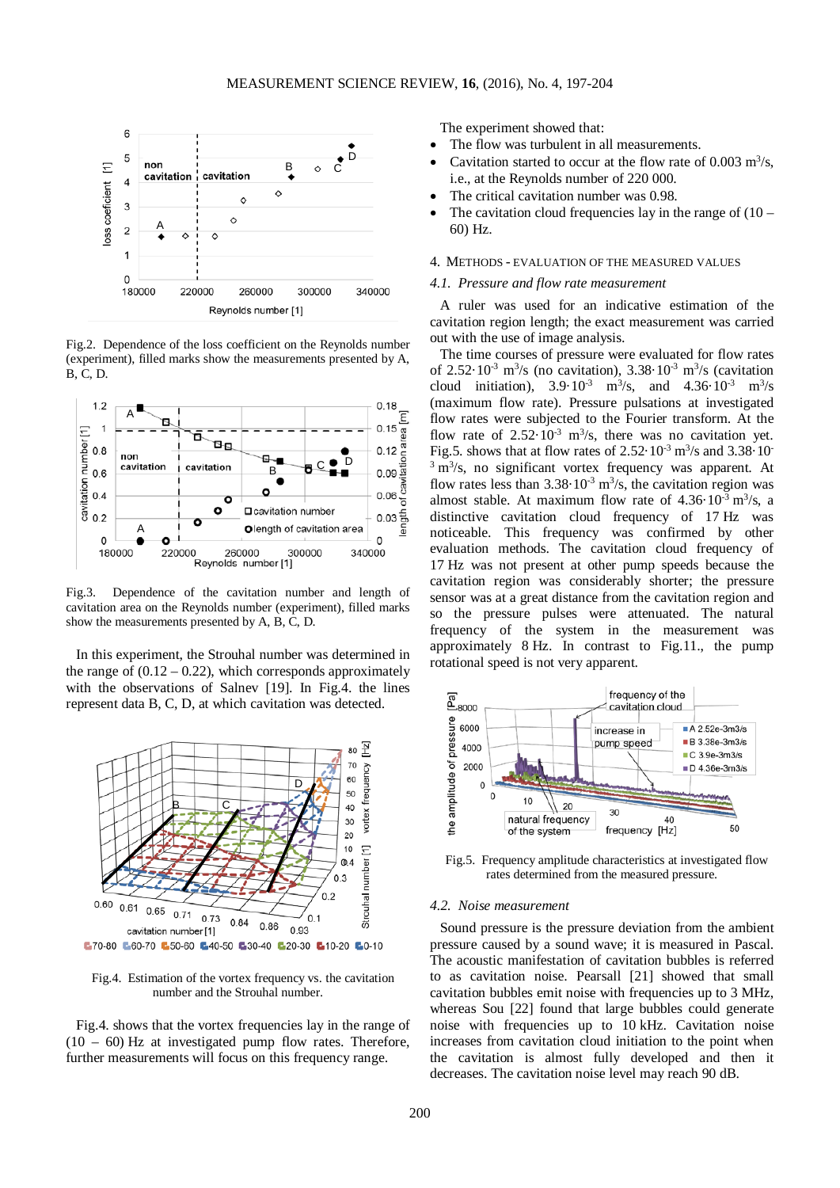Fig.2. Dependence of the loss coefficient on the Reynolds number (experiment), filled marks show the measurements presented by A, B, C, D.

Fig.3. Dependence of the cavitation number and length of cavitation area on the Reynolds number (experiment), filled marks show the measurements presented by A, B, C, D.

In this experiment, the Strouhal number was determined in the range of (0.12 – 0.22), which corresponds approximately with the observations of Salnev [19]. In Fig.4. the lines represent data B, C, D, at which cavitation was detected.

Fig.4. Estimation of the vortex frequency vs. the cavitation number and the Strouhal number.

Fig.4. shows that the vortex frequencies lay in the range of (10 – 60) Hz at investigated pump flow rates. Therefore, further measurements will focus on this frequency range.

The experiment showed that:

- The flow was turbulent in all measurements.
- Cavitation started to occur at the flow rate of 0.003 $m^3$/s, i.e., at the Reynolds number of 220 000.
- The critical cavitation number was 0.98.
- The cavitation cloud frequencies lay in the range of (10 – 60) Hz.

## 4. Methods - Evaluation of the measured values

### 4.1. *Pressure and flow rate measurement*

A ruler was used for an indicative estimation of the cavitation region length; the exact measurement was carried out with the use of image analysis.

The time courses of pressure were evaluated for flow rates of $2.52\cdot10^{-3}$ $m^3$/s (no cavitation), $3.38\cdot10^{-3}$ $m^3$/s (cavitation cloud initiation), $3.9\cdot10^{-3}$ $m^3$/s, and $4.36\cdot10^{-3}$ $m^3$/s (maximum flow rate). Pressure pulsations at investigated flow rates were subjected to the Fourier transform. At the flow rate of $2.52\cdot10^{-3}$ $m^3$/s, there was no cavitation yet. Fig.5. shows that at flow rates of $2.52\cdot10^{-3}$ $m^3$/s and $3.38\cdot10^{-3}$ $m^3$/s, no significant vortex frequency was apparent. At flow rates less than $3.38\cdot10^{-3}$ $m^3$/s, the cavitation region was almost stable. At maximum flow rate of $4.36\cdot10^{-3}$ $m^3$/s, a distinctive cavitation cloud frequency of 17 Hz was noticeable. This frequency was confirmed by other evaluation methods. The cavitation cloud frequency of 17 Hz was not present at other pump speeds because the cavitation region was considerably shorter; the pressure sensor was at a great distance from the cavitation region and so the pressure pulses were attenuated. The natural frequency of the system in the measurement was approximately 8 Hz. In contrast to Fig.11., the pump rotational speed is not very apparent.

Fig.5. Frequency amplitude characteristics at investigated flow rates determined from the measured pressure.

### 4.2. *Noise measurement*

Sound pressure is the pressure deviation from the ambient pressure caused by a sound wave; it is measured in Pascal. The acoustic manifestation of cavitation bubbles is referred to as cavitation noise. Pearsall [21] showed that small cavitation bubbles emit noise with frequencies up to 3 MHz, whereas Sou [22] found that large bubbles could generate noise with frequencies up to 10 kHz. Cavitation noise increases from cavitation cloud initiation to the point when the cavitation is almost fully developed and then it decreases. The cavitation noise level may reach 90 dB.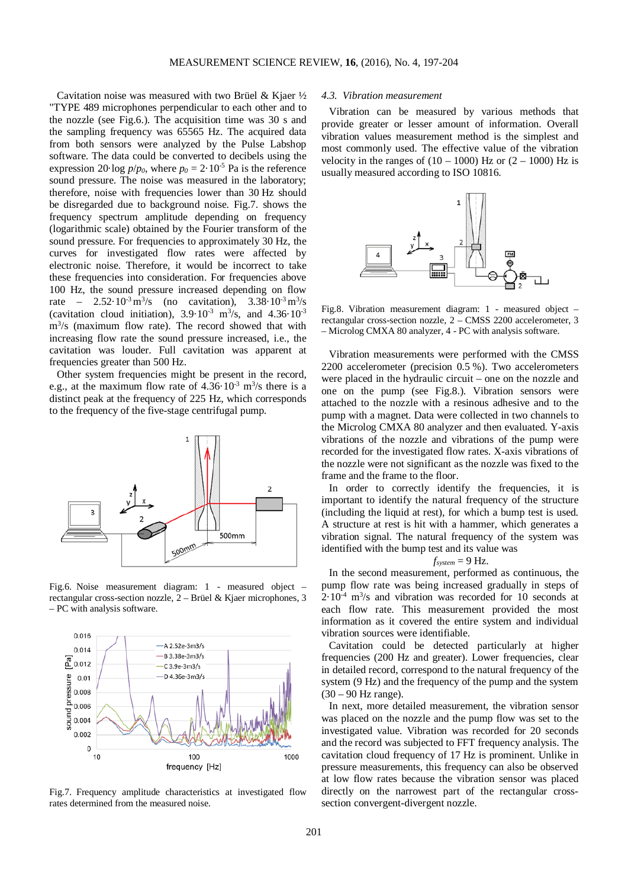Cavitation noise was measured with two Brüel & Kjaer ½ "TYPE 489 microphones perpendicular to each other and to the nozzle (see Fig.6.). The acquisition time was 30 s and the sampling frequency was 65565 Hz. The acquired data from both sensors were analyzed by the Pulse Labshop software. The data could be converted to decibels using the expression $20 \cdot \log p/p_0$, where $p_0 = 2 \cdot 10^{-5}$ Pa is the reference sound pressure. The noise was measured in the laboratory; therefore, noise with frequencies lower than 30 Hz should be disregarded due to background noise. Fig.7. shows the frequency spectrum amplitude depending on frequency (logarithmic scale) obtained by the Fourier transform of the sound pressure. For frequencies to approximately 30 Hz, the curves for investigated flow rates were affected by electronic noise. Therefore, it would be incorrect to take these frequencies into consideration. For frequencies above 100 Hz, the sound pressure increased depending on flow rate – $2.52 \cdot 10^{-3}$ m$^3$/s (no cavitation), $3.38 \cdot 10^{-3}$ m$^3$/s (cavitation cloud initiation), $3.9 \cdot 10^{-3}$ m$^3$/s, and $4.36 \cdot 10^{-3}$ m$^3$/s (maximum flow rate). The record showed that with increasing flow rate the sound pressure increased, i.e., the cavitation was louder. Full cavitation was apparent at frequencies greater than 500 Hz.

Other system frequencies might be present in the record, e.g., at the maximum flow rate of $4.36 \cdot 10^{-3}$ m$^3$/s there is a distinct peak at the frequency of 225 Hz, which corresponds to the frequency of the five-stage centrifugal pump.

Fig.6. Noise measurement diagram: 1 - measured object – rectangular cross-section nozzle, 2 – Brüel & Kjaer microphones, 3 – PC with analysis software.

Fig.7. Frequency amplitude characteristics at investigated flow rates determined from the measured noise.

### 4.3. Vibration measurement

Vibration can be measured by various methods that provide greater or lesser amount of information. Overall vibration values measurement method is the simplest and most commonly used. The effective value of the vibration velocity in the ranges of (10 – 1000) Hz or (2 – 1000) Hz is usually measured according to ISO 10816.

Fig.8. Vibration measurement diagram: 1 - measured object – rectangular cross-section nozzle, 2 – CMSS 2200 accelerometer, 3 – Microlog CMXA 80 analyzer, 4 - PC with analysis software.

Vibration measurements were performed with the CMSS 2200 accelerometer (precision 0.5 %). Two accelerometers were placed in the hydraulic circuit – one on the nozzle and one on the pump (see Fig.8.). Vibration sensors were attached to the nozzle with a resinous adhesive and to the pump with a magnet. Data were collected in two channels to the Microlog CMXA 80 analyzer and then evaluated. Y-axis vibrations of the nozzle and vibrations of the pump were recorded for the investigated flow rates. X-axis vibrations of the nozzle were not significant as the nozzle was fixed to the frame and the frame to the floor.

In order to correctly identify the frequencies, it is important to identify the natural frequency of the structure (including the liquid at rest), for which a bump test is used. A structure at rest is hit with a hammer, which generates a vibration signal. The natural frequency of the system was identified with the bump test and its value was

$$f_{system} = 9 \text{ Hz}.$$

In the second measurement, performed as continuous, the pump flow rate was being increased gradually in steps of $2 \cdot 10^{-4}$ m$^3$/s and vibration was recorded for 10 seconds at each flow rate. This measurement provided the most information as it covered the entire system and individual vibration sources were identifiable.

Cavitation could be detected particularly at higher frequencies (200 Hz and greater). Lower frequencies, clear in detailed record, correspond to the natural frequency of the system (9 Hz) and the frequency of the pump and the system (30 – 90 Hz range).

In next, more detailed measurement, the vibration sensor was placed on the nozzle and the pump flow was set to the investigated value. Vibration was recorded for 20 seconds and the record was subjected to FFT frequency analysis. The cavitation cloud frequency of 17 Hz is prominent. Unlike in pressure measurements, this frequency can also be observed at low flow rates because the vibration sensor was placed directly on the narrowest part of the rectangular cross-section convergent-divergent nozzle.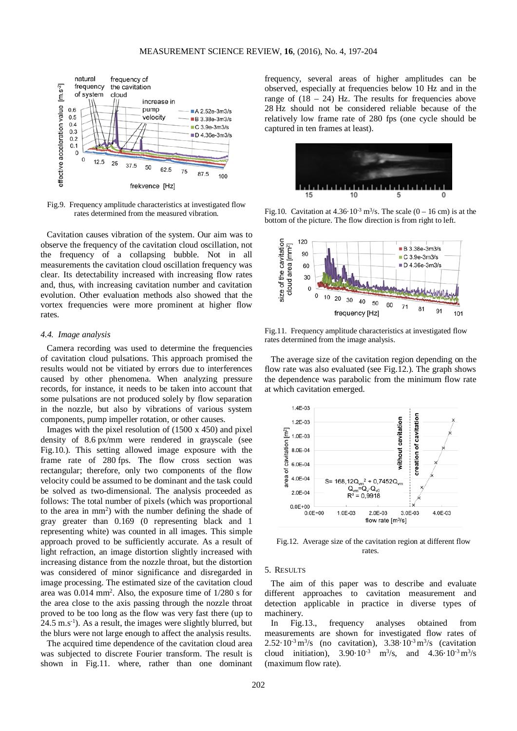Fig.9. Frequency amplitude characteristics at investigated flow rates determined from the measured vibration.

Cavitation causes vibration of the system. Our aim was to observe the frequency of the cavitation cloud oscillation, not the frequency of a collapsing bubble. Not in all measurements the cavitation cloud oscillation frequency was clear. Its detectability increased with increasing flow rates and, thus, with increasing cavitation number and cavitation evolution. Other evaluation methods also showed that the vortex frequencies were more prominent at higher flow rates.

### *4.4. Image analysis*

Camera recording was used to determine the frequencies of cavitation cloud pulsations. This approach promised the results would not be vitiated by errors due to interferences caused by other phenomena. When analyzing pressure records, for instance, it needs to be taken into account that some pulsations are not produced solely by flow separation in the nozzle, but also by vibrations of various system components, pump impeller rotation, or other causes.

Images with the pixel resolution of (1500 x 450) and pixel density of 8.6 px/mm were rendered in grayscale (see Fig.10.). This setting allowed image exposure with the frame rate of 280 fps. The flow cross section was rectangular; therefore, only two components of the flow velocity could be assumed to be dominant and the task could be solved as two-dimensional. The analysis proceeded as follows: The total number of pixels (which was proportional to the area in mm$^2$) with the number defining the shade of gray greater than 0.169 (0 representing black and 1 representing white) was counted in all images. This simple approach proved to be sufficiently accurate. As a result of light refraction, an image distortion slightly increased with increasing distance from the nozzle throat, but the distortion was considered of minor significance and disregarded in image processing. The estimated size of the cavitation cloud area was 0.014 mm$^2$. Also, the exposure time of 1/280 s for the area close to the axis passing through the nozzle throat proved to be too long as the flow was very fast there (up to 24.5 m.s$^{-1}$). As a result, the images were slightly blurred, but the blurs were not large enough to affect the analysis results.

The acquired time dependence of the cavitation cloud area was subjected to discrete Fourier transform. The result is shown in Fig.11. where, rather than one dominant frequency, several areas of higher amplitudes can be observed, especially at frequencies below 10 Hz and in the range of (18 – 24) Hz. The results for frequencies above 28 Hz should not be considered reliable because of the relatively low frame rate of 280 fps (one cycle should be captured in ten frames at least).

Fig.10. Cavitation at $4.36 \cdot 10^{-3}$ m$^3$/s. The scale (0 – 16 cm) is at the bottom of the picture. The flow direction is from right to left.

Fig.11. Frequency amplitude characteristics at investigated flow rates determined from the image analysis.

The average size of the cavitation region depending on the flow rate was also evaluated (see Fig.12.). The graph shows the dependence was parabolic from the minimum flow rate at which cavitation emerged.

Fig.12. Average size of the cavitation region at different flow rates.

## 5. RESULTS

The aim of this paper was to describe and evaluate different approaches to cavitation measurement and detection applicable in practice in diverse types of machinery.

In Fig.13., frequency analyses obtained from measurements are shown for investigated flow rates of $2.52 \cdot 10^{-3}$ m$^3$/s (no cavitation), $3.38 \cdot 10^{-3}$ m$^3$/s (cavitation cloud initiation), $3.90 \cdot 10^{-3}$ m$^3$/s, and $4.36 \cdot 10^{-3}$ m$^3$/s (maximum flow rate).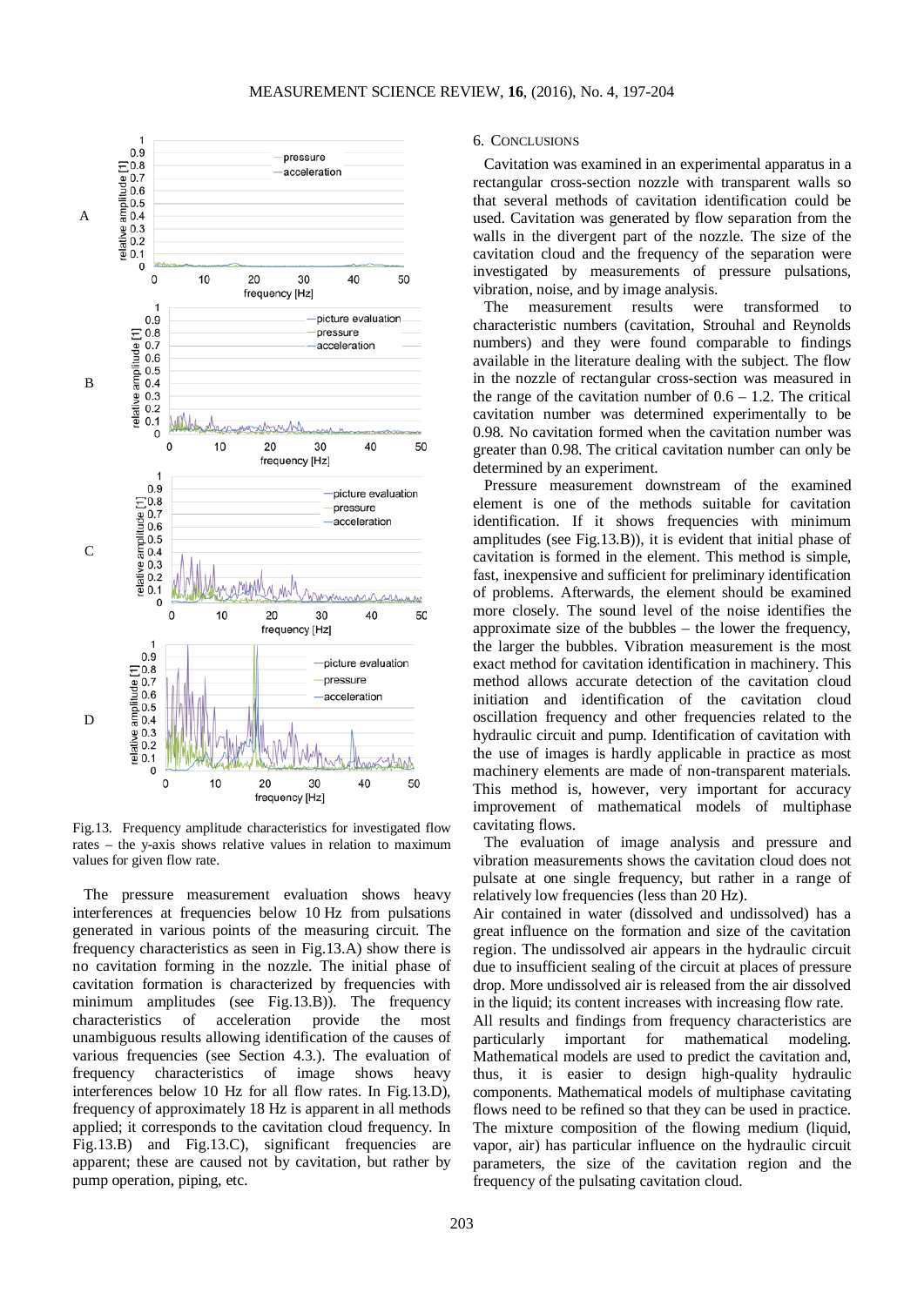A

1
0.9
0.8
0.7
0.6
0.5
0.4
0.3
0.2
0.1
0
relative amplitude [1]
0 10 20 30 40 50
frequency [Hz]
pressure
acceleration

B

1
0.9
0.8
0.7
0.6
0.5
0.4
0.3
0.2
0.1
0
relative amplitude [1]
0 10 20 30 40 50
frequency [Hz]
picture evaluation
pressure
acceleration

C

1
0.9
0.8
0.7
0.6
0.5
0.4
0.3
0.2
0.1
0
relative amplitude [1]
0 10 20 30 40 50
frequency [Hz]
picture evaluation
pressure
acceleration

D

1
0.9
0.8
0.7
0.6
0.5
0.4
0.3
0.2
0.1
0
relative amplitude [1]
0 10 20 30 40 50
frequency [Hz]
picture evaluation
pressure
acceleration

Fig.13. Frequency amplitude characteristics for investigated flow rates – the y-axis shows relative values in relation to maximum values for given flow rate.

The pressure measurement evaluation shows heavy interferences at frequencies below 10 Hz from pulsations generated in various points of the measuring circuit. The frequency characteristics as seen in Fig.13.A) show there is no cavitation forming in the nozzle. The initial phase of cavitation formation is characterized by frequencies with minimum amplitudes (see Fig.13.B)). The frequency characteristics of acceleration provide the most unambiguous results allowing identification of the causes of various frequencies (see Section 4.3.). The evaluation of frequency characteristics of image shows heavy interferences below 10 Hz for all flow rates. In Fig.13.D), frequency of approximately 18 Hz is apparent in all methods applied; it corresponds to the cavitation cloud frequency. In Fig.13.B) and Fig.13.C), significant frequencies are apparent; these are caused not by cavitation, but rather by pump operation, piping, etc.

## 6. Conclusions

Cavitation was examined in an experimental apparatus in a rectangular cross-section nozzle with transparent walls so that several methods of cavitation identification could be used. Cavitation was generated by flow separation from the walls in the divergent part of the nozzle. The size of the cavitation cloud and the frequency of the separation were investigated by measurements of pressure pulsations, vibration, noise, and by image analysis.

The measurement results were transformed to characteristic numbers (cavitation, Strouhal and Reynolds numbers) and they were found comparable to findings available in the literature dealing with the subject. The flow in the nozzle of rectangular cross-section was measured in the range of the cavitation number of 0.6 – 1.2. The critical cavitation number was determined experimentally to be 0.98. No cavitation formed when the cavitation number was greater than 0.98. The critical cavitation number can only be determined by an experiment.

Pressure measurement downstream of the examined element is one of the methods suitable for cavitation identification. If it shows frequencies with minimum amplitudes (see Fig.13.B)), it is evident that initial phase of cavitation is formed in the element. This method is simple, fast, inexpensive and sufficient for preliminary identification of problems. Afterwards, the element should be examined more closely. The sound level of the noise identifies the approximate size of the bubbles – the lower the frequency, the larger the bubbles. Vibration measurement is the most exact method for cavitation identification in machinery. This method allows accurate detection of the cavitation cloud initiation and identification of the cavitation cloud oscillation frequency and other frequencies related to the hydraulic circuit and pump. Identification of cavitation with the use of images is hardly applicable in practice as most machinery elements are made of non-transparent materials. This method is, however, very important for accuracy improvement of mathematical models of multiphase cavitating flows.

The evaluation of image analysis and pressure and vibration measurements shows the cavitation cloud does not pulsate at one single frequency, but rather in a range of relatively low frequencies (less than 20 Hz).

Air contained in water (dissolved and undissolved) has a great influence on the formation and size of the cavitation region. The undissolved air appears in the hydraulic circuit due to insufficient sealing of the circuit at places of pressure drop. More undissolved air is released from the air dissolved in the liquid; its content increases with increasing flow rate.

All results and findings from frequency characteristics are particularly important for mathematical modeling. Mathematical models are used to predict the cavitation and, thus, it is easier to design high-quality hydraulic components. Mathematical models of multiphase cavitating flows need to be refined so that they can be used in practice. The mixture composition of the flowing medium (liquid, vapor, air) has particular influence on the hydraulic circuit parameters, the size of the cavitation region and the frequency of the pulsating cavitation cloud.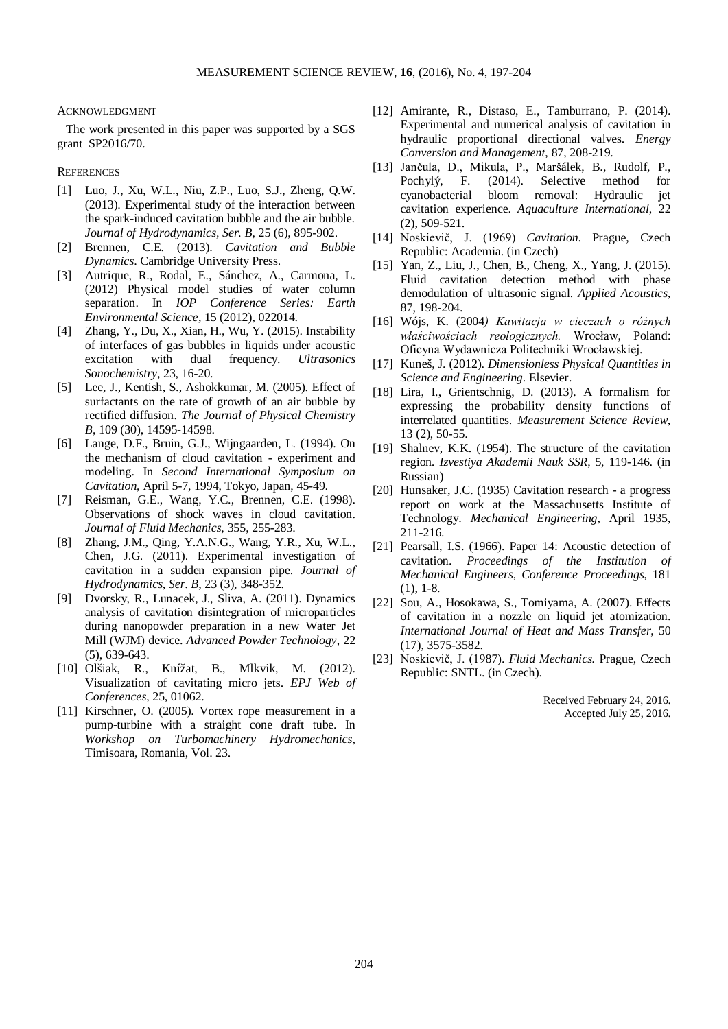## ACKNOWLEDGMENT

The work presented in this paper was supported by a SGS grant SP2016/70.

## REFERENCES

[1] Luo, J., Xu, W.L., Niu, Z.P., Luo, S.J., Zheng, Q.W. (2013). Experimental study of the interaction between the spark-induced cavitation bubble and the air bubble. *Journal of Hydrodynamics, Ser. B*, 25 (6), 895-902.

[2] Brennen, C.E. (2013). *Cavitation and Bubble Dynamics*. Cambridge University Press.

[3] Autrique, R., Rodal, E., Sánchez, A., Carmona, L. (2012) Physical model studies of water column separation. In *IOP Conference Series: Earth Environmental Science*, 15 (2012), 022014.

[4] Zhang, Y., Du, X., Xian, H., Wu, Y. (2015). Instability of interfaces of gas bubbles in liquids under acoustic excitation with dual frequency. *Ultrasonics Sonochemistry*, 23, 16-20.

[5] Lee, J., Kentish, S., Ashokkumar, M. (2005). Effect of surfactants on the rate of growth of an air bubble by rectified diffusion. *The Journal of Physical Chemistry B*, 109 (30), 14595-14598.

[6] Lange, D.F., Bruin, G.J., Wijngaarden, L. (1994). On the mechanism of cloud cavitation - experiment and modeling. In *Second International Symposium on Cavitation*, April 5-7, 1994, Tokyo, Japan, 45-49.

[7] Reisman, G.E., Wang, Y.C., Brennen, C.E. (1998). Observations of shock waves in cloud cavitation. *Journal of Fluid Mechanics*, 355, 255-283.

[8] Zhang, J.M., Qing, Y.A.N.G., Wang, Y.R., Xu, W.L., Chen, J.G. (2011). Experimental investigation of cavitation in a sudden expansion pipe. *Journal of Hydrodynamics, Ser. B*, 23 (3), 348-352.

[9] Dvorsky, R., Lunacek, J., Sliva, A. (2011). Dynamics analysis of cavitation disintegration of microparticles during nanopowder preparation in a new Water Jet Mill (WJM) device. *Advanced Powder Technology*, 22 (5), 639-643.

[10] Olšiak, R., Knížat, B., Mlkvik, M. (2012). Visualization of cavitating micro jets. *EPJ Web of Conferences*, 25, 01062.

[11] Kirschner, O. (2005). Vortex rope measurement in a pump-turbine with a straight cone draft tube. In *Workshop on Turbomachinery Hydromechanics*, Timisoara, Romania, Vol. 23.

[12] Amirante, R., Distaso, E., Tamburrano, P. (2014). Experimental and numerical analysis of cavitation in hydraulic proportional directional valves. *Energy Conversion and Management*, 87, 208-219.

[13] Jančula, D., Mikula, P., Maršálek, B., Rudolf, P., Pochylý, F. (2014). Selective method for cyanobacterial bloom removal: Hydraulic jet cavitation experience. *Aquaculture International*, 22 (2), 509-521.

[14] Noskievič, J. (1969) *Cavitation*. Prague, Czech Republic: Academia. (in Czech)

[15] Yan, Z., Liu, J., Chen, B., Cheng, X., Yang, J. (2015). Fluid cavitation detection method with phase demodulation of ultrasonic signal. *Applied Acoustics*, 87, 198-204.

[16] Wójs, K. (2004*) Kawitacja w cieczach o różnych właściwościach reologicznych.* Wrocław, Poland: Oficyna Wydawnicza Politechniki Wrocławskiej.

[17] Kuneš, J. (2012). *Dimensionless Physical Quantities in Science and Engineering*. Elsevier.

[18] Lira, I., Grientschnig, D. (2013). A formalism for expressing the probability density functions of interrelated quantities. *Measurement Science Review*, 13 (2), 50-55.

[19] Shalnev, K.K. (1954). The structure of the cavitation region. *Izvestiya Akademii Nauk SSR*, 5, 119-146. (in Russian)

[20] Hunsaker, J.C. (1935) Cavitation research - a progress report on work at the Massachusetts Institute of Technology. *Mechanical Engineering*, April 1935, 211-216.

[21] Pearsall, I.S. (1966). Paper 14: Acoustic detection of cavitation. *Proceedings of the Institution of Mechanical Engineers, Conference Proceedings*, 181 (1), 1-8.

[22] Sou, A., Hosokawa, S., Tomiyama, A. (2007). Effects of cavitation in a nozzle on liquid jet atomization. *International Journal of Heat and Mass Transfer*, 50 (17), 3575-3582.

[23] Noskievič, J. (1987). *Fluid Mechanics.* Prague, Czech Republic: SNTL. (in Czech).

Received February 24, 2016.
Accepted July 25, 2016.